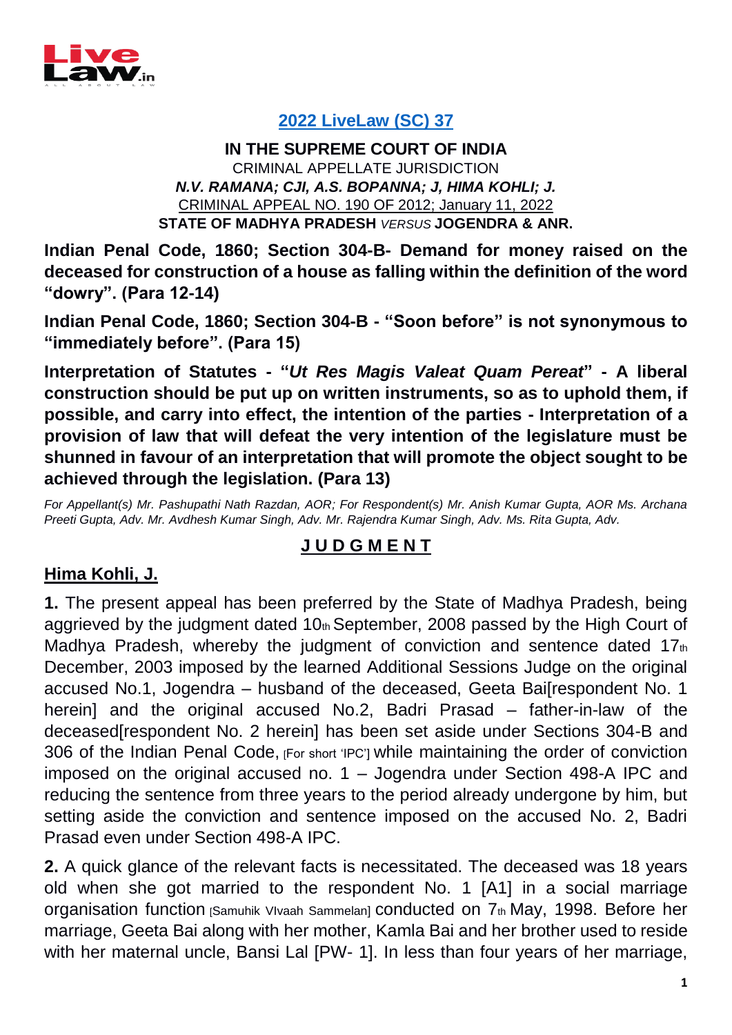**[2022 LiveLaw (SC) 37](https://www.livelaw.in)**

**IN THE SUPREME COURT OF INDIA**

CRIMINAL APPELLATE JURISDICTION

***N.V. RAMANA; CJI, A.S. BOPANNA; J, HIMA KOHLI; J.***

CRIMINAL APPEAL NO. 190 OF 2012; January 11, 2022

**STATE OF MADHYA PRADESH** *VERSUS* **JOGENDRA & ANR.**

**Indian Penal Code, 1860; Section 304-B- Demand for money raised on the deceased for construction of a house as falling within the definition of the word "dowry". (Para 12-14)**

**Indian Penal Code, 1860; Section 304-B - "Soon before" is not synonymous to "immediately before". (Para 15)**

**Interpretation of Statutes - "*Ut Res Magis Valeat Quam Pereat*" - A liberal construction should be put up on written instruments, so as to uphold them, if possible, and carry into effect, the intention of the parties - Interpretation of a provision of law that will defeat the very intention of the legislature must be shunned in favour of an interpretation that will promote the object sought to be achieved through the legislation. (Para 13)**

*For Appellant(s) Mr. Pashupathi Nath Razdan, AOR; For Respondent(s) Mr. Anish Kumar Gupta, AOR Ms. Archana Preeti Gupta, Adv. Mr. Avdhesh Kumar Singh, Adv. Mr. Rajendra Kumar Singh, Adv. Ms. Rita Gupta, Adv.*

## **J U D G M E N T**

**Hima Kohli, J.**

**1.** The present appeal has been preferred by the State of Madhya Pradesh, being aggrieved by the judgment dated 10th September, 2008 passed by the High Court of Madhya Pradesh, whereby the judgment of conviction and sentence dated 17th December, 2003 imposed by the learned Additional Sessions Judge on the original accused No.1, Jogendra – husband of the deceased, Geeta Bai[respondent No. 1 herein] and the original accused No.2, Badri Prasad – father-in-law of the deceased[respondent No. 2 herein] has been set aside under Sections 304-B and 306 of the Indian Penal Code, [For short 'IPC'] while maintaining the order of conviction imposed on the original accused no. 1 – Jogendra under Section 498-A IPC and reducing the sentence from three years to the period already undergone by him, but setting aside the conviction and sentence imposed on the accused No. 2, Badri Prasad even under Section 498-A IPC.

**2.** A quick glance of the relevant facts is necessitated. The deceased was 18 years old when she got married to the respondent No. 1 [A1] in a social marriage organisation function [Samuhik VIvaah Sammelan] conducted on 7th May, 1998. Before her marriage, Geeta Bai along with her mother, Kamla Bai and her brother used to reside with her maternal uncle, Bansi Lal [PW- 1]. In less than four years of her marriage,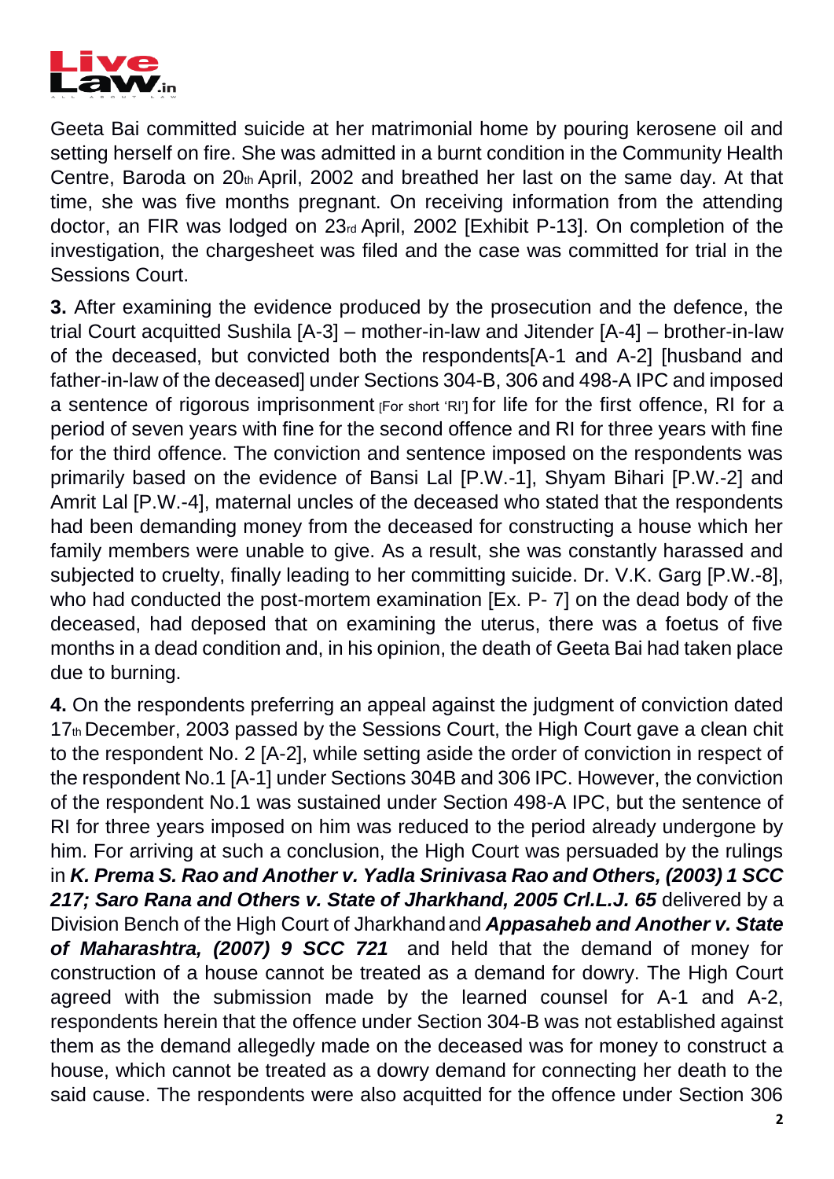Geeta Bai committed suicide at her matrimonial home by pouring kerosene oil and setting herself on fire. She was admitted in a burnt condition in the Community Health Centre, Baroda on 20th April, 2002 and breathed her last on the same day. At that time, she was five months pregnant. On receiving information from the attending doctor, an FIR was lodged on 23rd April, 2002 [Exhibit P-13]. On completion of the investigation, the chargesheet was filed and the case was committed for trial in the Sessions Court.

**3.** After examining the evidence produced by the prosecution and the defence, the trial Court acquitted Sushila [A-3] – mother-in-law and Jitender [A-4] – brother-in-law of the deceased, but convicted both the respondents[A-1 and A-2] [husband and father-in-law of the deceased] under Sections 304-B, 306 and 498-A IPC and imposed a sentence of rigorous imprisonment [For short 'RI'] for life for the first offence, RI for a period of seven years with fine for the second offence and RI for three years with fine for the third offence. The conviction and sentence imposed on the respondents was primarily based on the evidence of Bansi Lal [P.W.-1], Shyam Bihari [P.W.-2] and Amrit Lal [P.W.-4], maternal uncles of the deceased who stated that the respondents had been demanding money from the deceased for constructing a house which her family members were unable to give. As a result, she was constantly harassed and subjected to cruelty, finally leading to her committing suicide. Dr. V.K. Garg [P.W.-8], who had conducted the post-mortem examination [Ex. P- 7] on the dead body of the deceased, had deposed that on examining the uterus, there was a foetus of five months in a dead condition and, in his opinion, the death of Geeta Bai had taken place due to burning.

**4.** On the respondents preferring an appeal against the judgment of conviction dated 17th December, 2003 passed by the Sessions Court, the High Court gave a clean chit to the respondent No. 2 [A-2], while setting aside the order of conviction in respect of the respondent No.1 [A-1] under Sections 304B and 306 IPC. However, the conviction of the respondent No.1 was sustained under Section 498-A IPC, but the sentence of RI for three years imposed on him was reduced to the period already undergone by him. For arriving at such a conclusion, the High Court was persuaded by the rulings in ***K. Prema S. Rao and Another v. Yadla Srinivasa Rao and Others, (2003) 1 SCC 217; Saro Rana and Others v. State of Jharkhand, 2005 Crl.L.J. 65*** delivered by a Division Bench of the High Court of Jharkhand and ***Appasaheb and Another v. State of Maharashtra, (2007) 9 SCC 721*** and held that the demand of money for construction of a house cannot be treated as a demand for dowry. The High Court agreed with the submission made by the learned counsel for A-1 and A-2, respondents herein that the offence under Section 304-B was not established against them as the demand allegedly made on the deceased was for money to construct a house, which cannot be treated as a dowry demand for connecting her death to the said cause. The respondents were also acquitted for the offence under Section 306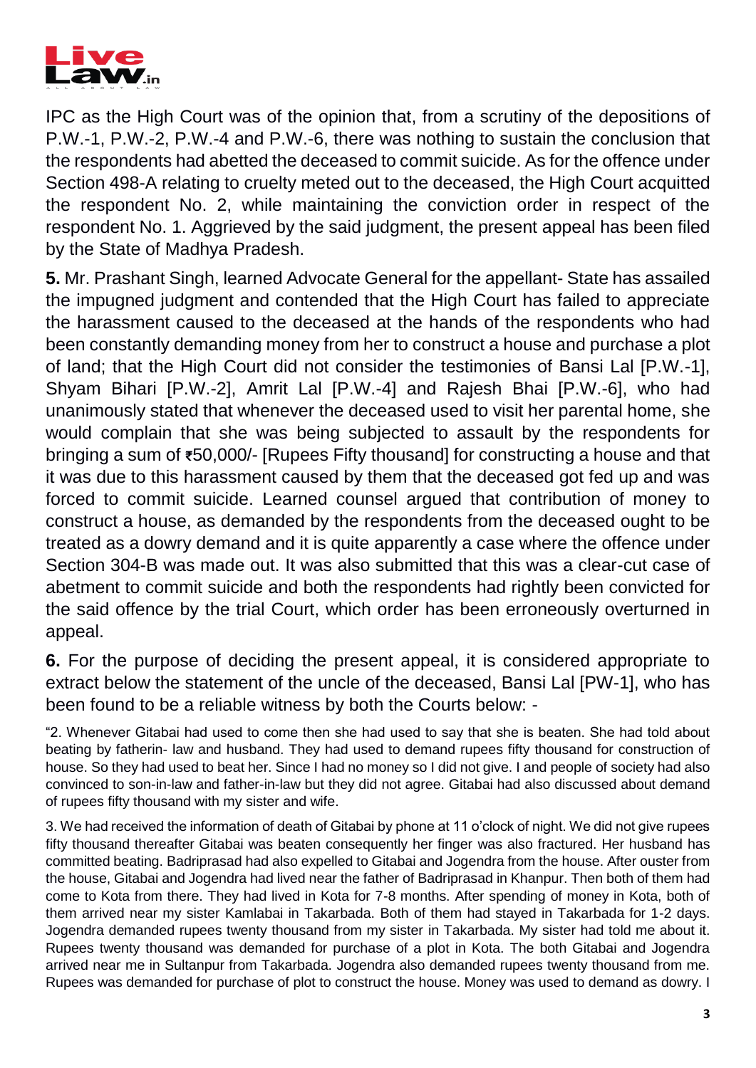IPC as the High Court was of the opinion that, from a scrutiny of the depositions of P.W.-1, P.W.-2, P.W.-4 and P.W.-6, there was nothing to sustain the conclusion that the respondents had abetted the deceased to commit suicide. As for the offence under Section 498-A relating to cruelty meted out to the deceased, the High Court acquitted the respondent No. 2, while maintaining the conviction order in respect of the respondent No. 1. Aggrieved by the said judgment, the present appeal has been filed by the State of Madhya Pradesh.

**5.** Mr. Prashant Singh, learned Advocate General for the appellant- State has assailed the impugned judgment and contended that the High Court has failed to appreciate the harassment caused to the deceased at the hands of the respondents who had been constantly demanding money from her to construct a house and purchase a plot of land; that the High Court did not consider the testimonies of Bansi Lal [P.W.-1], Shyam Bihari [P.W.-2], Amrit Lal [P.W.-4] and Rajesh Bhai [P.W.-6], who had unanimously stated that whenever the deceased used to visit her parental home, she would complain that she was being subjected to assault by the respondents for bringing a sum of ₹50,000/- [Rupees Fifty thousand] for constructing a house and that it was due to this harassment caused by them that the deceased got fed up and was forced to commit suicide. Learned counsel argued that contribution of money to construct a house, as demanded by the respondents from the deceased ought to be treated as a dowry demand and it is quite apparently a case where the offence under Section 304-B was made out. It was also submitted that this was a clear-cut case of abetment to commit suicide and both the respondents had rightly been convicted for the said offence by the trial Court, which order has been erroneously overturned in appeal.

**6.** For the purpose of deciding the present appeal, it is considered appropriate to extract below the statement of the uncle of the deceased, Bansi Lal [PW-1], who has been found to be a reliable witness by both the Courts below: -

> "2. Whenever Gitabai had used to come then she had used to say that she is beaten. She had told about beating by fatherin- law and husband. They had used to demand rupees fifty thousand for construction of house. So they had used to beat her. Since I had no money so I did not give. I and people of society had also convinced to son-in-law and father-in-law but they did not agree. Gitabai had also discussed about demand of rupees fifty thousand with my sister and wife.
>
> 3. We had received the information of death of Gitabai by phone at 11 o'clock of night. We did not give rupees fifty thousand thereafter Gitabai was beaten consequently her finger was also fractured. Her husband has committed beating. Badriprasad had also expelled to Gitabai and Jogendra from the house. After ouster from the house, Gitabai and Jogendra had lived near the father of Badriprasad in Khanpur. Then both of them had come to Kota from there. They had lived in Kota for 7-8 months. After spending of money in Kota, both of them arrived near my sister Kamlabai in Takarbada. Both of them had stayed in Takarbada for 1-2 days. Jogendra demanded rupees twenty thousand from my sister in Takarbada. My sister had told me about it. Rupees twenty thousand was demanded for purchase of a plot in Kota. The both Gitabai and Jogendra arrived near me in Sultanpur from Takarbada. Jogendra also demanded rupees twenty thousand from me. Rupees was demanded for purchase of plot to construct the house. Money was used to demand as dowry. I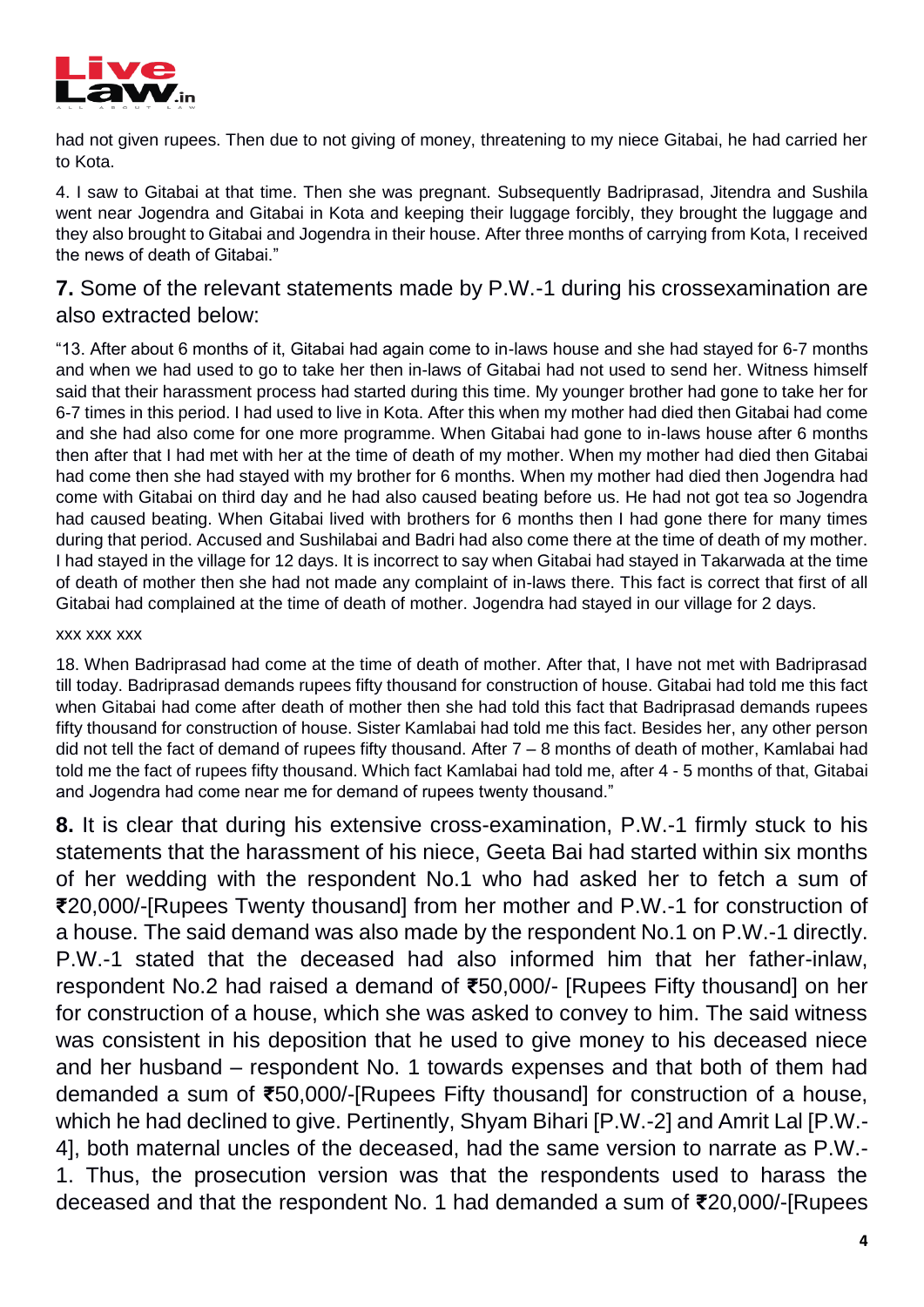had not given rupees. Then due to not giving of money, threatening to my niece Gitabai, he had carried her to Kota.

4. I saw to Gitabai at that time. Then she was pregnant. Subsequently Badriprasad, Jitendra and Sushila went near Jogendra and Gitabai in Kota and keeping their luggage forcibly, they brought the luggage and they also brought to Gitabai and Jogendra in their house. After three months of carrying from Kota, I received the news of death of Gitabai."

**7.** Some of the relevant statements made by P.W.-1 during his crossexamination are also extracted below:

"13. After about 6 months of it, Gitabai had again come to in-laws house and she had stayed for 6-7 months and when we had used to go to take her then in-laws of Gitabai had not used to send her. Witness himself said that their harassment process had started during this time. My younger brother had gone to take her for 6-7 times in this period. I had used to live in Kota. After this when my mother had died then Gitabai had come and she had also come for one more programme. When Gitabai had gone to in-laws house after 6 months then after that I had met with her at the time of death of my mother. When my mother had died then Gitabai had come then she had stayed with my brother for 6 months. When my mother had died then Jogendra had come with Gitabai on third day and he had also caused beating before us. He had not got tea so Jogendra had caused beating. When Gitabai lived with brothers for 6 months then I had gone there for many times during that period. Accused and Sushilabai and Badri had also come there at the time of death of my mother. I had stayed in the village for 12 days. It is incorrect to say when Gitabai had stayed in Takarwada at the time of death of mother then she had not made any complaint of in-laws there. This fact is correct that first of all Gitabai had complained at the time of death of mother. Jogendra had stayed in our village for 2 days.

xxx xxx xxx

18. When Badriprasad had come at the time of death of mother. After that, I have not met with Badriprasad till today. Badriprasad demands rupees fifty thousand for construction of house. Gitabai had told me this fact when Gitabai had come after death of mother then she had told this fact that Badriprasad demands rupees fifty thousand for construction of house. Sister Kamlabai had told me this fact. Besides her, any other person did not tell the fact of demand of rupees fifty thousand. After 7 – 8 months of death of mother, Kamlabai had told me the fact of rupees fifty thousand. Which fact Kamlabai had told me, after 4 - 5 months of that, Gitabai and Jogendra had come near me for demand of rupees twenty thousand."

**8.** It is clear that during his extensive cross-examination, P.W.-1 firmly stuck to his statements that the harassment of his niece, Geeta Bai had started within six months of her wedding with the respondent No.1 who had asked her to fetch a sum of ₹20,000/-[Rupees Twenty thousand] from her mother and P.W.-1 for construction of a house. The said demand was also made by the respondent No.1 on P.W.-1 directly. P.W.-1 stated that the deceased had also informed him that her father-inlaw, respondent No.2 had raised a demand of ₹50,000/- [Rupees Fifty thousand] on her for construction of a house, which she was asked to convey to him. The said witness was consistent in his deposition that he used to give money to his deceased niece and her husband – respondent No. 1 towards expenses and that both of them had demanded a sum of ₹50,000/-[Rupees Fifty thousand] for construction of a house, which he had declined to give. Pertinently, Shyam Bihari [P.W.-2] and Amrit Lal [P.W.-4], both maternal uncles of the deceased, had the same version to narrate as P.W.-1. Thus, the prosecution version was that the respondents used to harass the deceased and that the respondent No. 1 had demanded a sum of ₹20,000/-[Rupees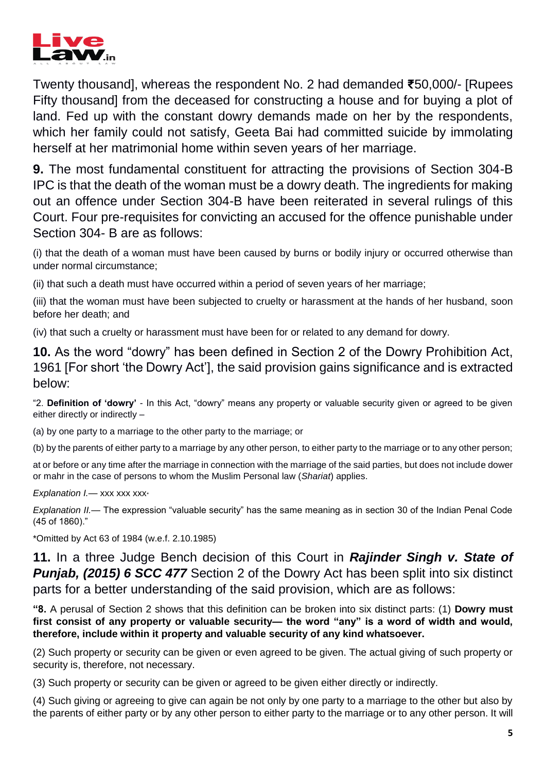Twenty thousand], whereas the respondent No. 2 had demanded ₹50,000/- [Rupees Fifty thousand] from the deceased for constructing a house and for buying a plot of land. Fed up with the constant dowry demands made on her by the respondents, which her family could not satisfy, Geeta Bai had committed suicide by immolating herself at her matrimonial home within seven years of her marriage.

**9.** The most fundamental constituent for attracting the provisions of Section 304-B IPC is that the death of the woman must be a dowry death. The ingredients for making out an offence under Section 304-B have been reiterated in several rulings of this Court. Four pre-requisites for convicting an accused for the offence punishable under Section 304- B are as follows:

(i) that the death of a woman must have been caused by burns or bodily injury or occurred otherwise than under normal circumstance;

(ii) that such a death must have occurred within a period of seven years of her marriage;

(iii) that the woman must have been subjected to cruelty or harassment at the hands of her husband, soon before her death; and

(iv) that such a cruelty or harassment must have been for or related to any demand for dowry.

**10.** As the word "dowry" has been defined in Section 2 of the Dowry Prohibition Act, 1961 [For short 'the Dowry Act'], the said provision gains significance and is extracted below:

"2. **Definition of 'dowry'** - In this Act, "dowry" means any property or valuable security given or agreed to be given either directly or indirectly –

(a) by one party to a marriage to the other party to the marriage; or

(b) by the parents of either party to a marriage by any other person, to either party to the marriage or to any other person;

at or before or any time after the marriage in connection with the marriage of the said parties, but does not include dower or mahr in the case of persons to whom the Muslim Personal law (*Shariat*) applies.

*Explanation I.*— xxx xxx xxx*

*Explanation II.*— The expression "valuable security" has the same meaning as in section 30 of the Indian Penal Code (45 of 1860)."

*Omitted by Act 63 of 1984 (w.e.f. 2.10.1985)

**11.** In a three Judge Bench decision of this Court in ***Rajinder Singh v. State of Punjab, (2015) 6 SCC 477*** Section 2 of the Dowry Act has been split into six distinct parts for a better understanding of the said provision, which are as follows:

**"8.** A perusal of Section 2 shows that this definition can be broken into six distinct parts: (1) **Dowry must first consist of any property or valuable security— the word "any" is a word of width and would, therefore, include within it property and valuable security of any kind whatsoever.**

(2) Such property or security can be given or even agreed to be given. The actual giving of such property or security is, therefore, not necessary.

(3) Such property or security can be given or agreed to be given either directly or indirectly.

(4) Such giving or agreeing to give can again be not only by one party to a marriage to the other but also by the parents of either party or by any other person to either party to the marriage or to any other person. It will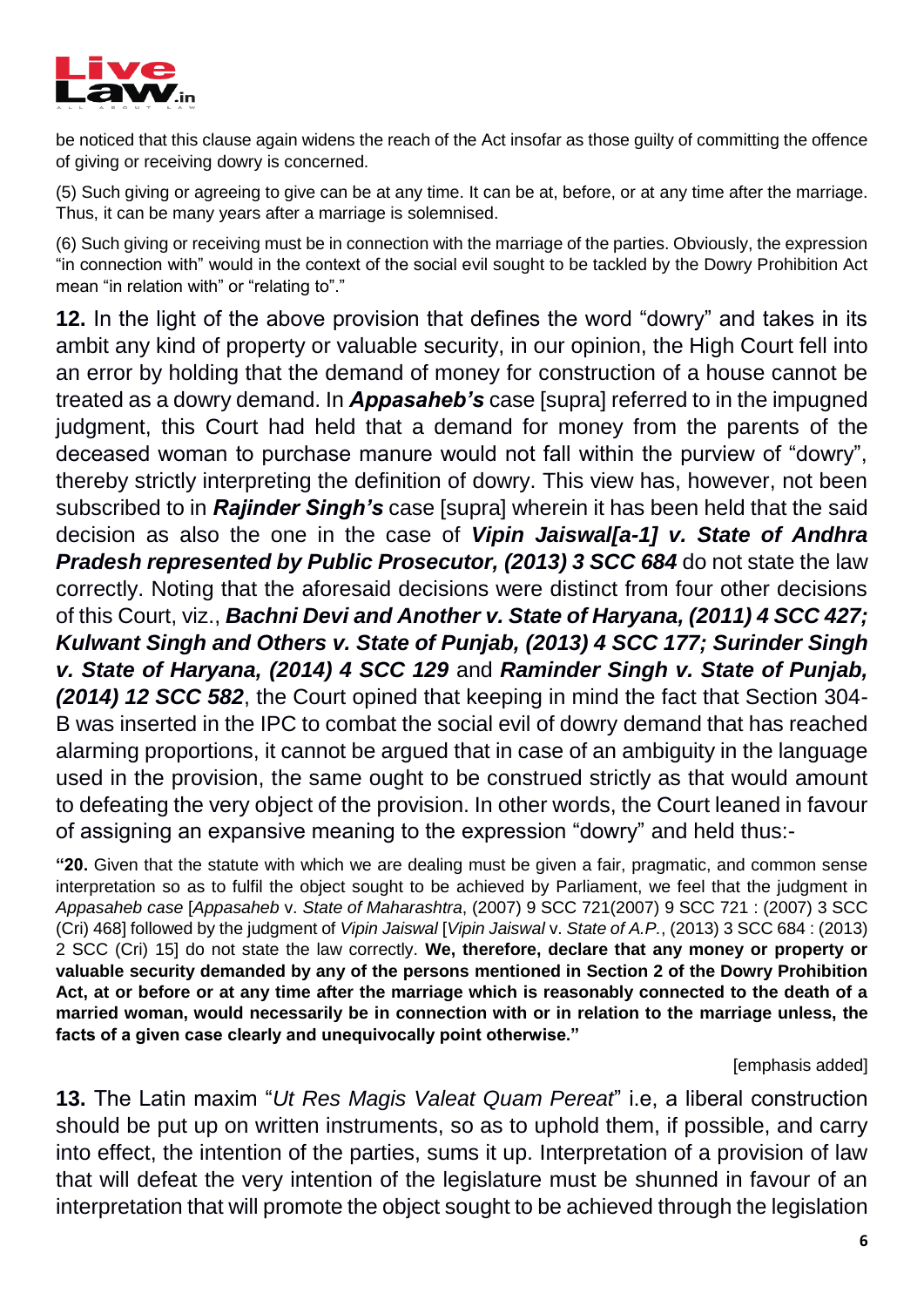be noticed that this clause again widens the reach of the Act insofar as those guilty of committing the offence of giving or receiving dowry is concerned.

(5) Such giving or agreeing to give can be at any time. It can be at, before, or at any time after the marriage. Thus, it can be many years after a marriage is solemnised.

(6) Such giving or receiving must be in connection with the marriage of the parties. Obviously, the expression "in connection with" would in the context of the social evil sought to be tackled by the Dowry Prohibition Act mean "in relation with" or "relating to"."

**12.** In the light of the above provision that defines the word "dowry" and takes in its ambit any kind of property or valuable security, in our opinion, the High Court fell into an error by holding that the demand of money for construction of a house cannot be treated as a dowry demand. In ***Appasaheb's*** case [supra] referred to in the impugned judgment, this Court had held that a demand for money from the parents of the deceased woman to purchase manure would not fall within the purview of "dowry", thereby strictly interpreting the definition of dowry. This view has, however, not been subscribed to in ***Rajinder Singh's*** case [supra] wherein it has been held that the said decision as also the one in the case of ***Vipin Jaiswal[a-1] v. State of Andhra Pradesh represented by Public Prosecutor, (2013) 3 SCC 684*** do not state the law correctly. Noting that the aforesaid decisions were distinct from four other decisions of this Court, viz., ***Bachni Devi and Another v. State of Haryana, (2011) 4 SCC 427; Kulwant Singh and Others v. State of Punjab, (2013) 4 SCC 177; Surinder Singh v. State of Haryana, (2014) 4 SCC 129*** and ***Raminder Singh v. State of Punjab, (2014) 12 SCC 582***, the Court opined that keeping in mind the fact that Section 304-B was inserted in the IPC to combat the social evil of dowry demand that has reached alarming proportions, it cannot be argued that in case of an ambiguity in the language used in the provision, the same ought to be construed strictly as that would amount to defeating the very object of the provision. In other words, the Court leaned in favour of assigning an expansive meaning to the expression "dowry" and held thus:-

"**20.** Given that the statute with which we are dealing must be given a fair, pragmatic, and common sense interpretation so as to fulfil the object sought to be achieved by Parliament, we feel that the judgment in *Appasaheb case* [*Appasaheb* v. *State of Maharashtra*, (2007) 9 SCC 721(2007) 9 SCC 721 : (2007) 3 SCC (Cri) 468] followed by the judgment of *Vipin Jaiswal* [*Vipin Jaiswal* v. *State of A.P.*, (2013) 3 SCC 684 : (2013) 2 SCC (Cri) 15] do not state the law correctly. **We, therefore, declare that any money or property or valuable security demanded by any of the persons mentioned in Section 2 of the Dowry Prohibition Act, at or before or at any time after the marriage which is reasonably connected to the death of a married woman, would necessarily be in connection with or in relation to the marriage unless, the facts of a given case clearly and unequivocally point otherwise.**"

[emphasis added]

**13.** The Latin maxim "*Ut Res Magis Valeat Quam Pereat*" i.e, a liberal construction should be put up on written instruments, so as to uphold them, if possible, and carry into effect, the intention of the parties, sums it up. Interpretation of a provision of law that will defeat the very intention of the legislature must be shunned in favour of an interpretation that will promote the object sought to be achieved through the legislation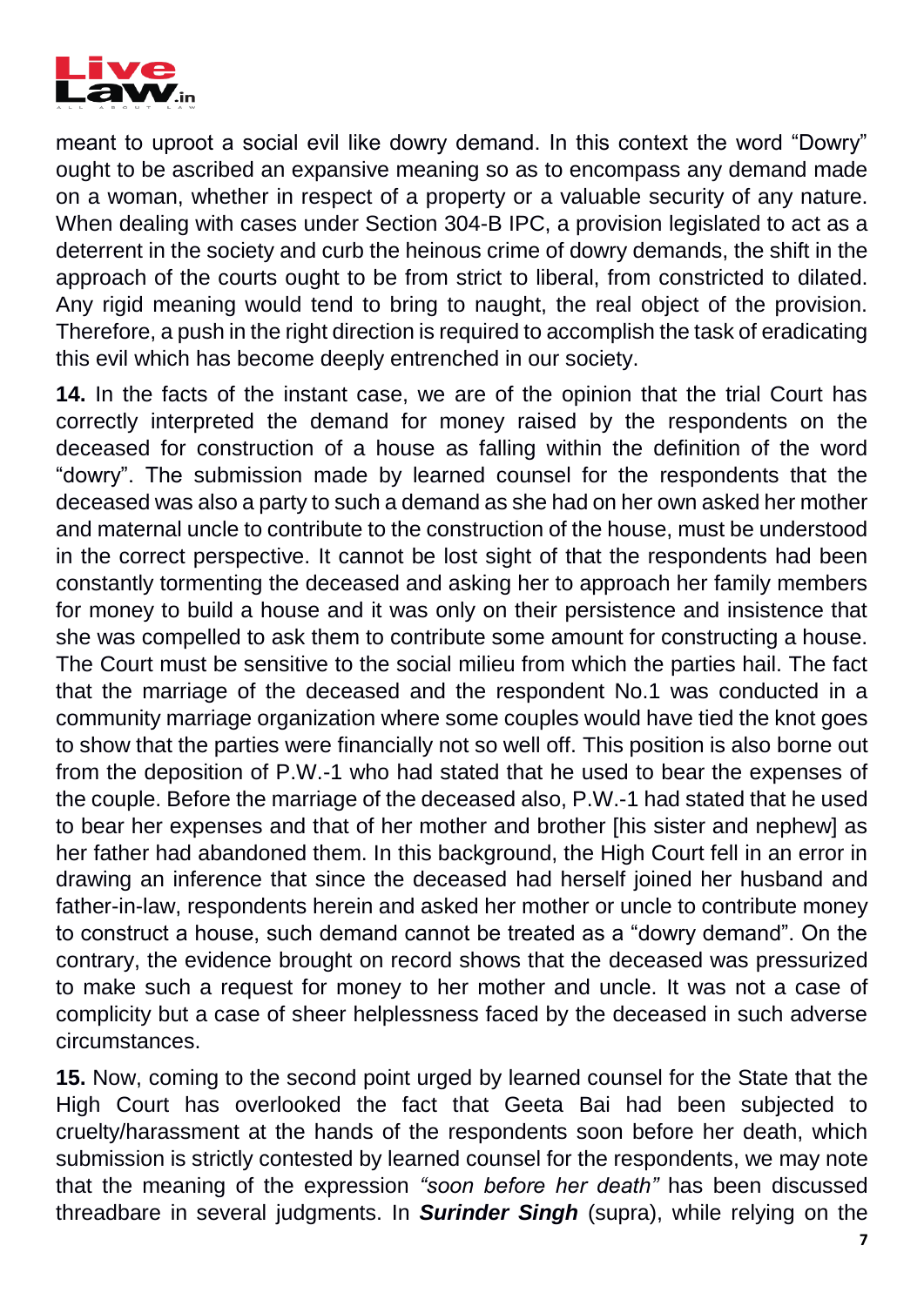meant to uproot a social evil like dowry demand. In this context the word "Dowry" ought to be ascribed an expansive meaning so as to encompass any demand made on a woman, whether in respect of a property or a valuable security of any nature. When dealing with cases under Section 304-B IPC, a provision legislated to act as a deterrent in the society and curb the heinous crime of dowry demands, the shift in the approach of the courts ought to be from strict to liberal, from constricted to dilated. Any rigid meaning would tend to bring to naught, the real object of the provision. Therefore, a push in the right direction is required to accomplish the task of eradicating this evil which has become deeply entrenched in our society.

**14.** In the facts of the instant case, we are of the opinion that the trial Court has correctly interpreted the demand for money raised by the respondents on the deceased for construction of a house as falling within the definition of the word "dowry". The submission made by learned counsel for the respondents that the deceased was also a party to such a demand as she had on her own asked her mother and maternal uncle to contribute to the construction of the house, must be understood in the correct perspective. It cannot be lost sight of that the respondents had been constantly tormenting the deceased and asking her to approach her family members for money to build a house and it was only on their persistence and insistence that she was compelled to ask them to contribute some amount for constructing a house. The Court must be sensitive to the social milieu from which the parties hail. The fact that the marriage of the deceased and the respondent No.1 was conducted in a community marriage organization where some couples would have tied the knot goes to show that the parties were financially not so well off. This position is also borne out from the deposition of P.W.-1 who had stated that he used to bear the expenses of the couple. Before the marriage of the deceased also, P.W.-1 had stated that he used to bear her expenses and that of her mother and brother [his sister and nephew] as her father had abandoned them. In this background, the High Court fell in an error in drawing an inference that since the deceased had herself joined her husband and father-in-law, respondents herein and asked her mother or uncle to contribute money to construct a house, such demand cannot be treated as a "dowry demand". On the contrary, the evidence brought on record shows that the deceased was pressurized to make such a request for money to her mother and uncle. It was not a case of complicity but a case of sheer helplessness faced by the deceased in such adverse circumstances.

**15.** Now, coming to the second point urged by learned counsel for the State that the High Court has overlooked the fact that Geeta Bai had been subjected to cruelty/harassment at the hands of the respondents soon before her death, which submission is strictly contested by learned counsel for the respondents, we may note that the meaning of the expression *"soon before her death"* has been discussed threadbare in several judgments. In ***Surinder Singh*** (supra), while relying on the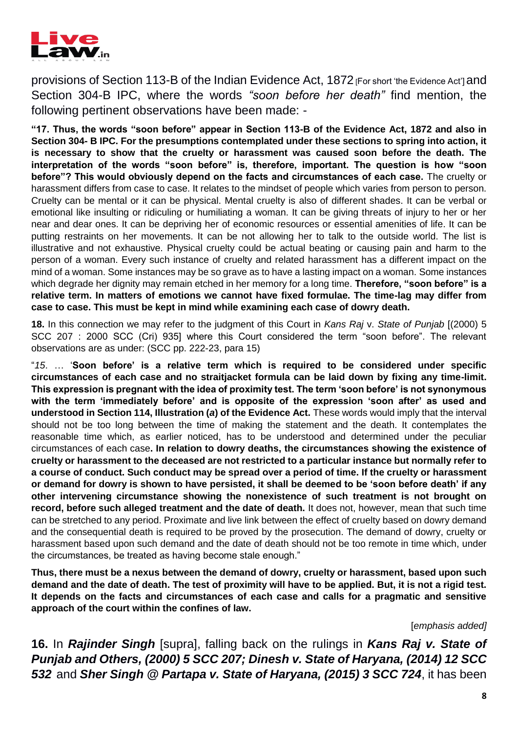provisions of Section 113-B of the Indian Evidence Act, 1872 [For short 'the Evidence Act'] and Section 304-B IPC, where the words *"soon before her death"* find mention, the following pertinent observations have been made: -

**"17. Thus, the words "soon before" appear in Section 113-B of the Evidence Act, 1872 and also in Section 304- B IPC. For the presumptions contemplated under these sections to spring into action, it is necessary to show that the cruelty or harassment was caused soon before the death. The interpretation of the words "soon before" is, therefore, important. The question is how "soon before"? This would obviously depend on the facts and circumstances of each case.** The cruelty or harassment differs from case to case. It relates to the mindset of people which varies from person to person. Cruelty can be mental or it can be physical. Mental cruelty is also of different shades. It can be verbal or emotional like insulting or ridiculing or humiliating a woman. It can be giving threats of injury to her or her near and dear ones. It can be depriving her of economic resources or essential amenities of life. It can be putting restraints on her movements. It can be not allowing her to talk to the outside world. The list is illustrative and not exhaustive. Physical cruelty could be actual beating or causing pain and harm to the person of a woman. Every such instance of cruelty and related harassment has a different impact on the mind of a woman. Some instances may be so grave as to have a lasting impact on a woman. Some instances which degrade her dignity may remain etched in her memory for a long time. **Therefore, "soon before" is a relative term. In matters of emotions we cannot have fixed formulae. The time-lag may differ from case to case. This must be kept in mind while examining each case of dowry death.**

**18.** In this connection we may refer to the judgment of this Court in *Kans Raj* v. *State of Punjab* [(2000) 5 SCC 207 : 2000 SCC (Cri) 935] where this Court considered the term "soon before". The relevant observations are as under: (SCC pp. 222-23, para 15)

"*15*. … '**Soon before' is a relative term which is required to be considered under specific circumstances of each case and no straitjacket formula can be laid down by fixing any time-limit. This expression is pregnant with the idea of proximity test. The term 'soon before' is not synonymous with the term 'immediately before' and is opposite of the expression 'soon after' as used and understood in Section 114, Illustration (*a*) of the Evidence Act.** These words would imply that the interval should not be too long between the time of making the statement and the death. It contemplates the reasonable time which, as earlier noticed, has to be understood and determined under the peculiar circumstances of each case**. In relation to dowry deaths, the circumstances showing the existence of cruelty or harassment to the deceased are not restricted to a particular instance but normally refer to a course of conduct. Such conduct may be spread over a period of time. If the cruelty or harassment or demand for dowry is shown to have persisted, it shall be deemed to be 'soon before death' if any other intervening circumstance showing the nonexistence of such treatment is not brought on record, before such alleged treatment and the date of death.** It does not, however, mean that such time can be stretched to any period. Proximate and live link between the effect of cruelty based on dowry demand and the consequential death is required to be proved by the prosecution. The demand of dowry, cruelty or harassment based upon such demand and the date of death should not be too remote in time which, under the circumstances, be treated as having become stale enough."

**Thus, there must be a nexus between the demand of dowry, cruelty or harassment, based upon such demand and the date of death. The test of proximity will have to be applied. But, it is not a rigid test. It depends on the facts and circumstances of each case and calls for a pragmatic and sensitive approach of the court within the confines of law.**

[*emphasis added]*

**16.** In ***Rajinder Singh*** [supra], falling back on the rulings in ***Kans Raj v. State of Punjab and Others, (2000) 5 SCC 207; Dinesh v. State of Haryana, (2014) 12 SCC 532*** and ***Sher Singh @ Partapa v. State of Haryana, (2015) 3 SCC 724***, it has been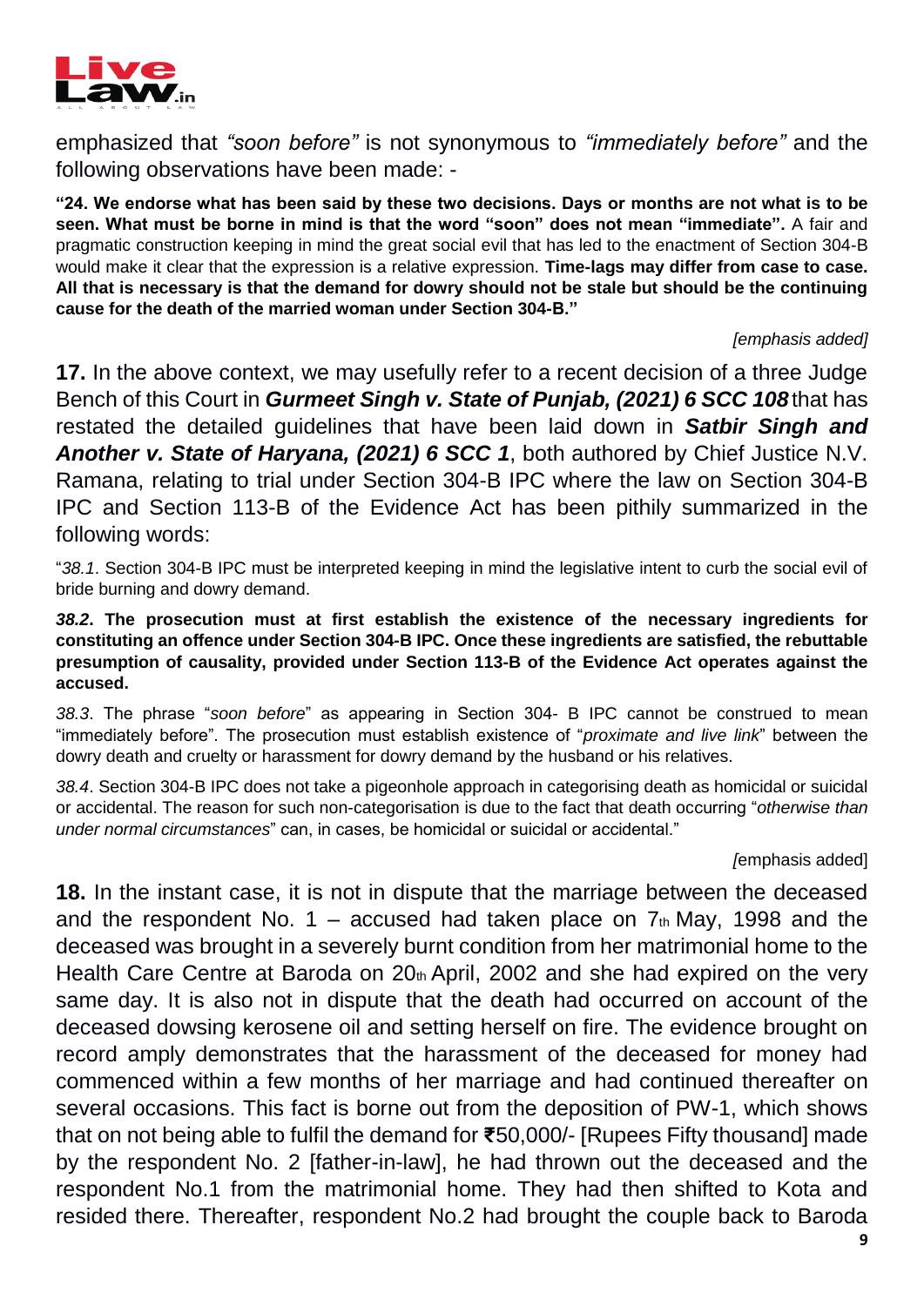emphasized that *"soon before"* is not synonymous to *"immediately before"* and the following observations have been made: -

**"24. We endorse what has been said by these two decisions. Days or months are not what is to be seen. What must be borne in mind is that the word "soon" does not mean "immediate".** A fair and pragmatic construction keeping in mind the great social evil that has led to the enactment of Section 304-B would make it clear that the expression is a relative expression. **Time-lags may differ from case to case. All that is necessary is that the demand for dowry should not be stale but should be the continuing cause for the death of the married woman under Section 304-B."**

*[emphasis added]*

**17.** In the above context, we may usefully refer to a recent decision of a three Judge Bench of this Court in ***Gurmeet Singh v. State of Punjab, (2021) 6 SCC 108*** that has restated the detailed guidelines that have been laid down in ***Satbir Singh and Another v. State of Haryana, (2021) 6 SCC 1***, both authored by Chief Justice N.V. Ramana, relating to trial under Section 304-B IPC where the law on Section 304-B IPC and Section 113-B of the Evidence Act has been pithily summarized in the following words:

"*38.1*. Section 304-B IPC must be interpreted keeping in mind the legislative intent to curb the social evil of bride burning and dowry demand.

***38.2*. The prosecution must at first establish the existence of the necessary ingredients for constituting an offence under Section 304-B IPC. Once these ingredients are satisfied, the rebuttable presumption of causality, provided under Section 113-B of the Evidence Act operates against the accused.**

*38.3*. The phrase "*soon before*" as appearing in Section 304- B IPC cannot be construed to mean "immediately before". The prosecution must establish existence of "*proximate and live link*" between the dowry death and cruelty or harassment for dowry demand by the husband or his relatives.

*38.4*. Section 304-B IPC does not take a pigeonhole approach in categorising death as homicidal or suicidal or accidental. The reason for such non-categorisation is due to the fact that death occurring "*otherwise than under normal circumstances*" can, in cases, be homicidal or suicidal or accidental."

*[*emphasis added]

**18.** In the instant case, it is not in dispute that the marriage between the deceased and the respondent No. 1 – accused had taken place on 7th May, 1998 and the deceased was brought in a severely burnt condition from her matrimonial home to the Health Care Centre at Baroda on 20th April, 2002 and she had expired on the very same day. It is also not in dispute that the death had occurred on account of the deceased dowsing kerosene oil and setting herself on fire. The evidence brought on record amply demonstrates that the harassment of the deceased for money had commenced within a few months of her marriage and had continued thereafter on several occasions. This fact is borne out from the deposition of PW-1, which shows that on not being able to fulfil the demand for ₹50,000/- [Rupees Fifty thousand] made by the respondent No. 2 [father-in-law], he had thrown out the deceased and the respondent No.1 from the matrimonial home. They had then shifted to Kota and resided there. Thereafter, respondent No.2 had brought the couple back to Baroda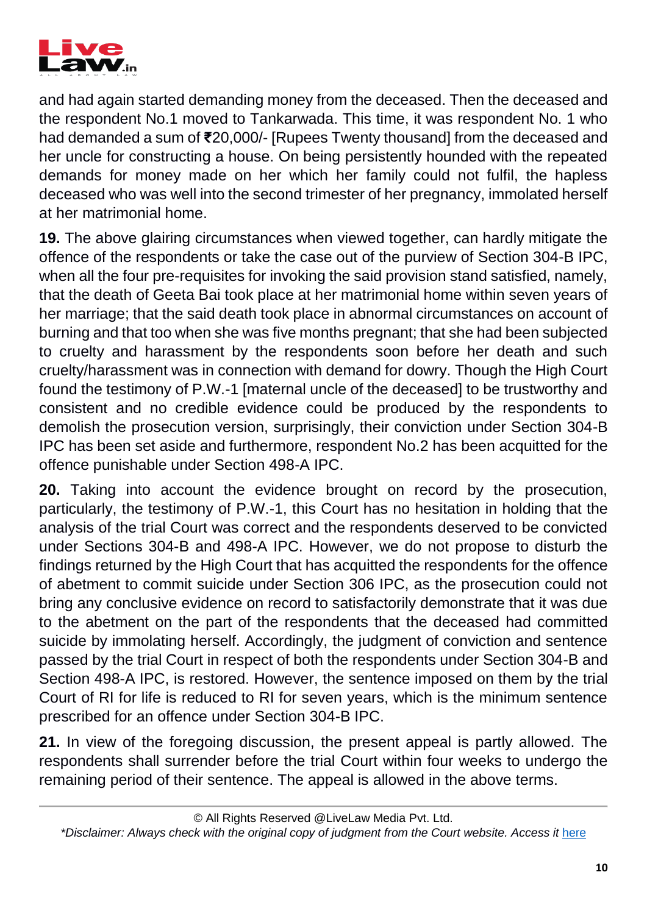and had again started demanding money from the deceased. Then the deceased and the respondent No.1 moved to Tankarwada. This time, it was respondent No. 1 who had demanded a sum of ₹20,000/- [Rupees Twenty thousand] from the deceased and her uncle for constructing a house. On being persistently hounded with the repeated demands for money made on her which her family could not fulfil, the hapless deceased who was well into the second trimester of her pregnancy, immolated herself at her matrimonial home.

**19.** The above glairing circumstances when viewed together, can hardly mitigate the offence of the respondents or take the case out of the purview of Section 304-B IPC, when all the four pre-requisites for invoking the said provision stand satisfied, namely, that the death of Geeta Bai took place at her matrimonial home within seven years of her marriage; that the said death took place in abnormal circumstances on account of burning and that too when she was five months pregnant; that she had been subjected to cruelty and harassment by the respondents soon before her death and such cruelty/harassment was in connection with demand for dowry. Though the High Court found the testimony of P.W.-1 [maternal uncle of the deceased] to be trustworthy and consistent and no credible evidence could be produced by the respondents to demolish the prosecution version, surprisingly, their conviction under Section 304-B IPC has been set aside and furthermore, respondent No.2 has been acquitted for the offence punishable under Section 498-A IPC.

**20.** Taking into account the evidence brought on record by the prosecution, particularly, the testimony of P.W.-1, this Court has no hesitation in holding that the analysis of the trial Court was correct and the respondents deserved to be convicted under Sections 304-B and 498-A IPC. However, we do not propose to disturb the findings returned by the High Court that has acquitted the respondents for the offence of abetment to commit suicide under Section 306 IPC, as the prosecution could not bring any conclusive evidence on record to satisfactorily demonstrate that it was due to the abetment on the part of the respondents that the deceased had committed suicide by immolating herself. Accordingly, the judgment of conviction and sentence passed by the trial Court in respect of both the respondents under Section 304-B and Section 498-A IPC, is restored. However, the sentence imposed on them by the trial Court of RI for life is reduced to RI for seven years, which is the minimum sentence prescribed for an offence under Section 304-B IPC.

**21.** In view of the foregoing discussion, the present appeal is partly allowed. The respondents shall surrender before the trial Court within four weeks to undergo the remaining period of their sentence. The appeal is allowed in the above terms.